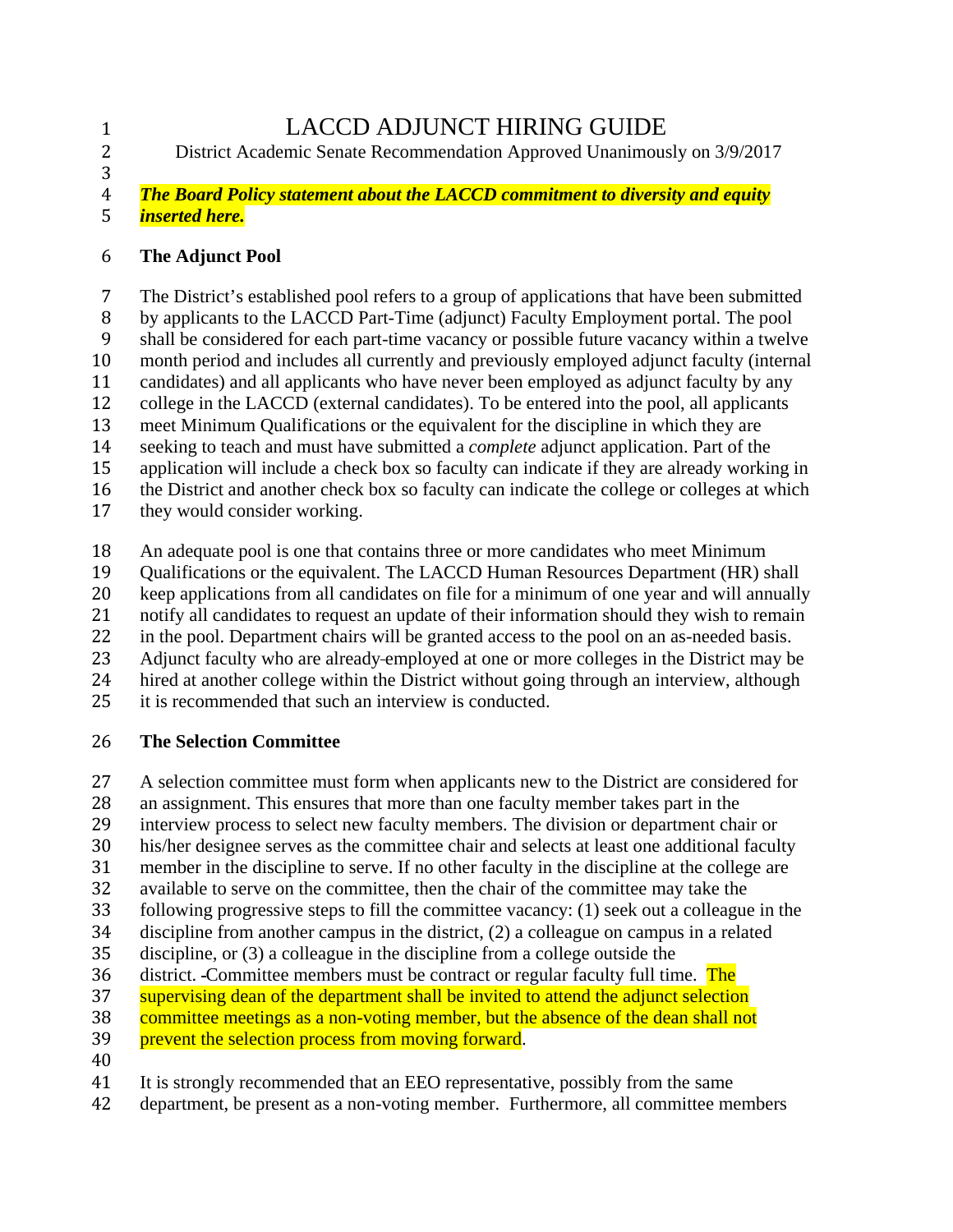# LACCD ADJUNCT HIRING GUIDE

District Academic Senate Recommendation Approved Unanimously on 3/9/2017

***The Board Policy statement about the LACCD commitment to diversity and equity inserted here.***

## The Adjunct Pool

The District's established pool refers to a group of applications that have been submitted by applicants to the LACCD Part-Time (adjunct) Faculty Employment portal. The pool shall be considered for each part-time vacancy or possible future vacancy within a twelve month period and includes all currently and previously employed adjunct faculty (internal candidates) and all applicants who have never been employed as adjunct faculty by any college in the LACCD (external candidates). To be entered into the pool, all applicants meet Minimum Qualifications or the equivalent for the discipline in which they are seeking to teach and must have submitted a *complete* adjunct application. Part of the application will include a check box so faculty can indicate if they are already working in the District and another check box so faculty can indicate the college or colleges at which they would consider working.

An adequate pool is one that contains three or more candidates who meet Minimum Qualifications or the equivalent. The LACCD Human Resources Department (HR) shall keep applications from all candidates on file for a minimum of one year and will annually notify all candidates to request an update of their information should they wish to remain in the pool. Department chairs will be granted access to the pool on an as-needed basis. Adjunct faculty who are already employed at one or more colleges in the District may be hired at another college within the District without going through an interview, although it is recommended that such an interview is conducted.

## The Selection Committee

A selection committee must form when applicants new to the District are considered for an assignment. This ensures that more than one faculty member takes part in the interview process to select new faculty members. The division or department chair or his/her designee serves as the committee chair and selects at least one additional faculty member in the discipline to serve. If no other faculty in the discipline at the college are available to serve on the committee, then the chair of the committee may take the following progressive steps to fill the committee vacancy: (1) seek out a colleague in the discipline from another campus in the district, (2) a colleague on campus in a related discipline, or (3) a colleague in the discipline from a college outside the district. Committee members must be contract or regular faculty full time. The supervising dean of the department shall be invited to attend the adjunct selection committee meetings as a non-voting member, but the absence of the dean shall not prevent the selection process from moving forward.

It is strongly recommended that an EEO representative, possibly from the same department, be present as a non-voting member. Furthermore, all committee members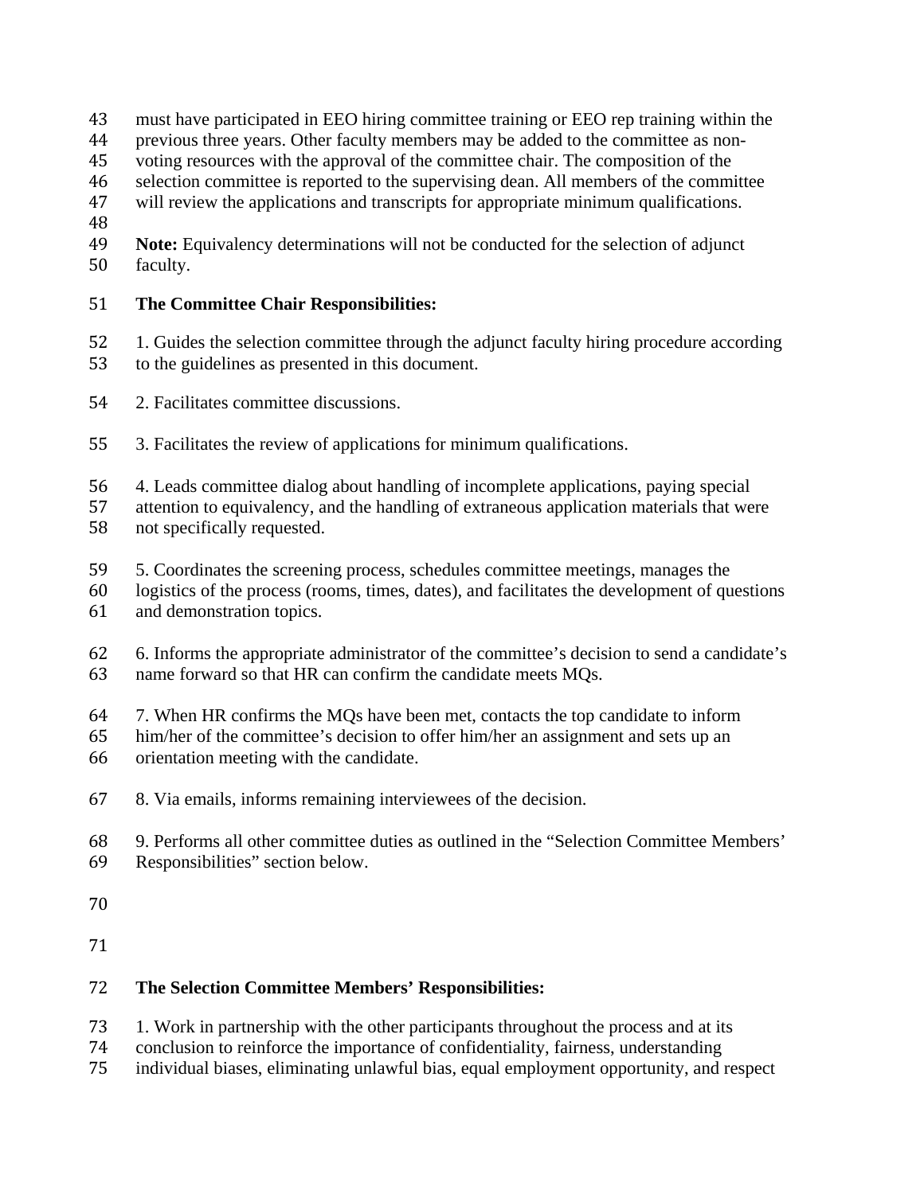must have participated in EEO hiring committee training or EEO rep training within the previous three years. Other faculty members may be added to the committee as non-voting resources with the approval of the committee chair. The composition of the selection committee is reported to the supervising dean. All members of the committee will review the applications and transcripts for appropriate minimum qualifications.

**Note:** Equivalency determinations will not be conducted for the selection of adjunct faculty.

**The Committee Chair Responsibilities:**

1. Guides the selection committee through the adjunct faculty hiring procedure according to the guidelines as presented in this document.

2. Facilitates committee discussions.

3. Facilitates the review of applications for minimum qualifications.

4. Leads committee dialog about handling of incomplete applications, paying special attention to equivalency, and the handling of extraneous application materials that were not specifically requested.

5. Coordinates the screening process, schedules committee meetings, manages the logistics of the process (rooms, times, dates), and facilitates the development of questions and demonstration topics.

6. Informs the appropriate administrator of the committee's decision to send a candidate's name forward so that HR can confirm the candidate meets MQs.

7. When HR confirms the MQs have been met, contacts the top candidate to inform him/her of the committee's decision to offer him/her an assignment and sets up an orientation meeting with the candidate.

8. Via emails, informs remaining interviewees of the decision.

9. Performs all other committee duties as outlined in the "Selection Committee Members' Responsibilities" section below.

**The Selection Committee Members' Responsibilities:**

1. Work in partnership with the other participants throughout the process and at its conclusion to reinforce the importance of confidentiality, fairness, understanding individual biases, eliminating unlawful bias, equal employment opportunity, and respect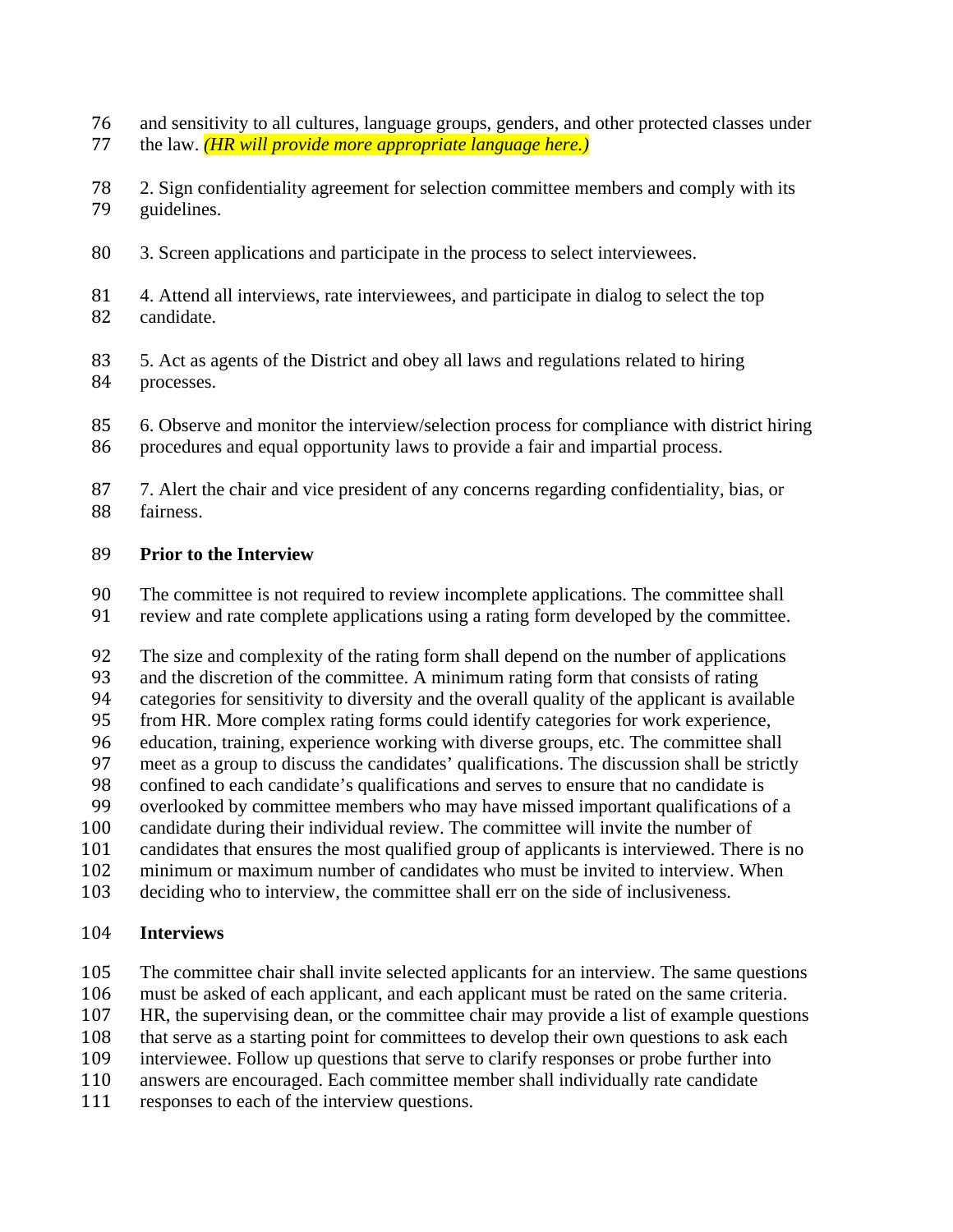and sensitivity to all cultures, language groups, genders, and other protected classes under the law. *(HR will provide more appropriate language here.)*

2. Sign confidentiality agreement for selection committee members and comply with its guidelines.

3. Screen applications and participate in the process to select interviewees.

4. Attend all interviews, rate interviewees, and participate in dialog to select the top candidate.

5. Act as agents of the District and obey all laws and regulations related to hiring processes.

6. Observe and monitor the interview/selection process for compliance with district hiring procedures and equal opportunity laws to provide a fair and impartial process.

7. Alert the chair and vice president of any concerns regarding confidentiality, bias, or fairness.

**Prior to the Interview**

The committee is not required to review incomplete applications. The committee shall review and rate complete applications using a rating form developed by the committee.

The size and complexity of the rating form shall depend on the number of applications and the discretion of the committee. A minimum rating form that consists of rating categories for sensitivity to diversity and the overall quality of the applicant is available from HR. More complex rating forms could identify categories for work experience, education, training, experience working with diverse groups, etc. The committee shall meet as a group to discuss the candidates' qualifications. The discussion shall be strictly confined to each candidate's qualifications and serves to ensure that no candidate is overlooked by committee members who may have missed important qualifications of a candidate during their individual review. The committee will invite the number of candidates that ensures the most qualified group of applicants is interviewed. There is no minimum or maximum number of candidates who must be invited to interview. When deciding who to interview, the committee shall err on the side of inclusiveness.

**Interviews**

The committee chair shall invite selected applicants for an interview. The same questions must be asked of each applicant, and each applicant must be rated on the same criteria. HR, the supervising dean, or the committee chair may provide a list of example questions that serve as a starting point for committees to develop their own questions to ask each interviewee. Follow up questions that serve to clarify responses or probe further into answers are encouraged. Each committee member shall individually rate candidate responses to each of the interview questions.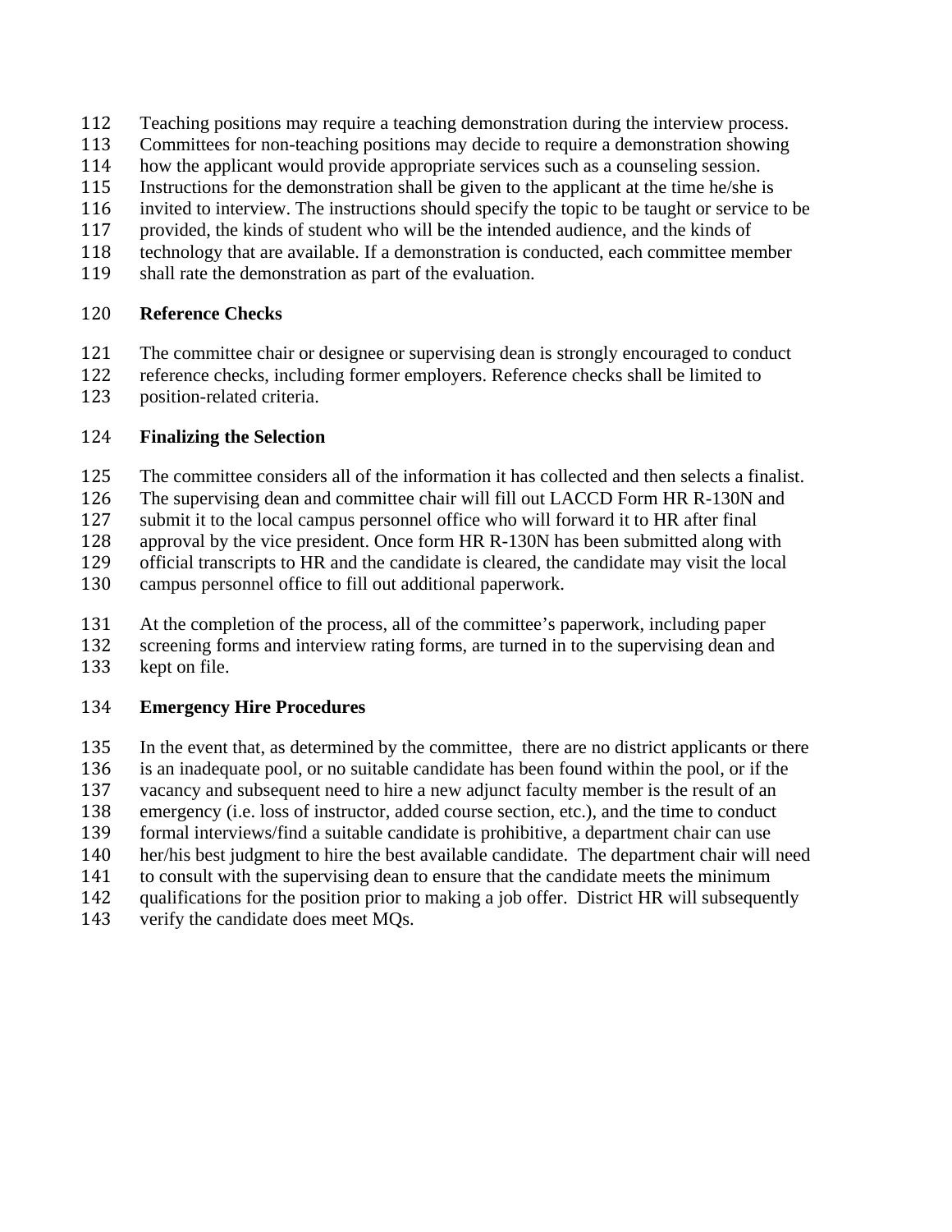Teaching positions may require a teaching demonstration during the interview process. Committees for non-teaching positions may decide to require a demonstration showing how the applicant would provide appropriate services such as a counseling session. Instructions for the demonstration shall be given to the applicant at the time he/she is invited to interview. The instructions should specify the topic to be taught or service to be provided, the kinds of student who will be the intended audience, and the kinds of technology that are available. If a demonstration is conducted, each committee member shall rate the demonstration as part of the evaluation.

**Reference Checks**

The committee chair or designee or supervising dean is strongly encouraged to conduct reference checks, including former employers. Reference checks shall be limited to position-related criteria.

**Finalizing the Selection**

The committee considers all of the information it has collected and then selects a finalist. The supervising dean and committee chair will fill out LACCD Form HR R-130N and submit it to the local campus personnel office who will forward it to HR after final approval by the vice president. Once form HR R-130N has been submitted along with official transcripts to HR and the candidate is cleared, the candidate may visit the local campus personnel office to fill out additional paperwork.

At the completion of the process, all of the committee's paperwork, including paper screening forms and interview rating forms, are turned in to the supervising dean and kept on file.

**Emergency Hire Procedures**

In the event that, as determined by the committee, there are no district applicants or there is an inadequate pool, or no suitable candidate has been found within the pool, or if the vacancy and subsequent need to hire a new adjunct faculty member is the result of an emergency (i.e. loss of instructor, added course section, etc.), and the time to conduct formal interviews/find a suitable candidate is prohibitive, a department chair can use her/his best judgment to hire the best available candidate. The department chair will need to consult with the supervising dean to ensure that the candidate meets the minimum qualifications for the position prior to making a job offer. District HR will subsequently verify the candidate does meet MQs.